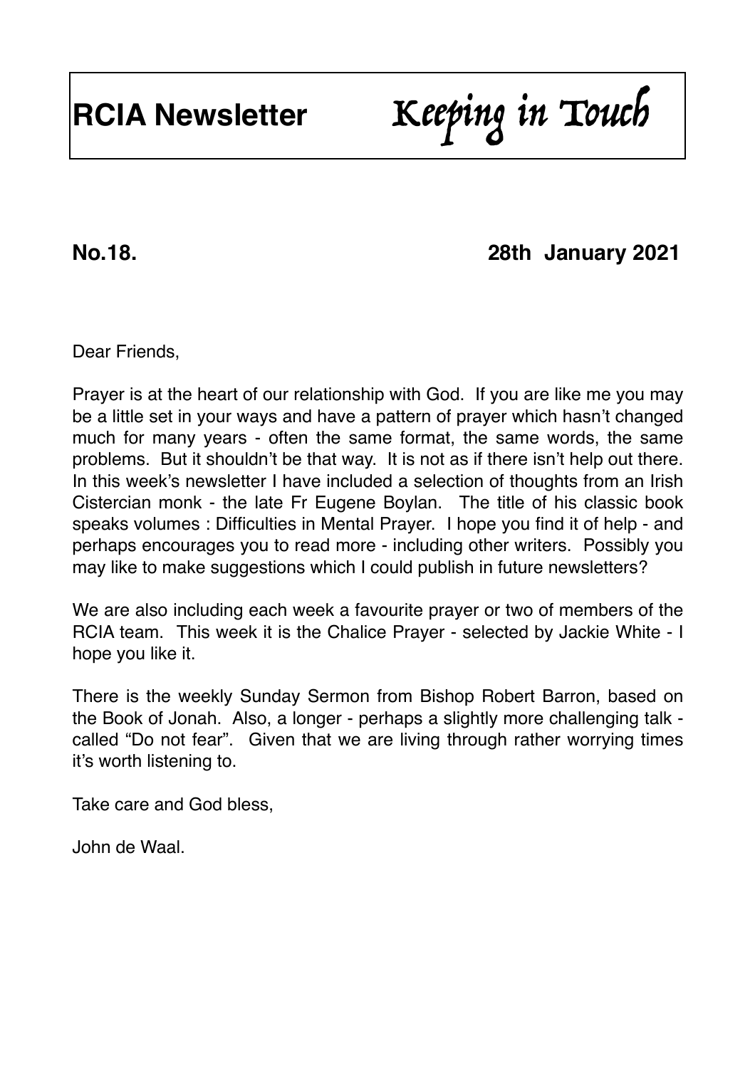# RCIA Newsletter *Keeping in Touch*

**No.18. 28th January 2021**

Dear Friends,

Prayer is at the heart of our relationship with God. If you are like me you may be a little set in your ways and have a pattern of prayer which hasn't changed much for many years - often the same format, the same words, the same problems. But it shouldn't be that way. It is not as if there isn't help out there. In this week's newsletter I have included a selection of thoughts from an Irish Cistercian monk - the late Fr Eugene Boylan. The title of his classic book speaks volumes : Difficulties in Mental Prayer. I hope you find it of help - and perhaps encourages you to read more - including other writers. Possibly you may like to make suggestions which I could publish in future newsletters?

We are also including each week a favourite prayer or two of members of the RCIA team. This week it is the Chalice Prayer - selected by Jackie White - I hope you like it.

There is the weekly Sunday Sermon from Bishop Robert Barron, based on the Book of Jonah. Also, a longer - perhaps a slightly more challenging talk - called "Do not fear". Given that we are living through rather worrying times it's worth listening to.

Take care and God bless,

John de Waal.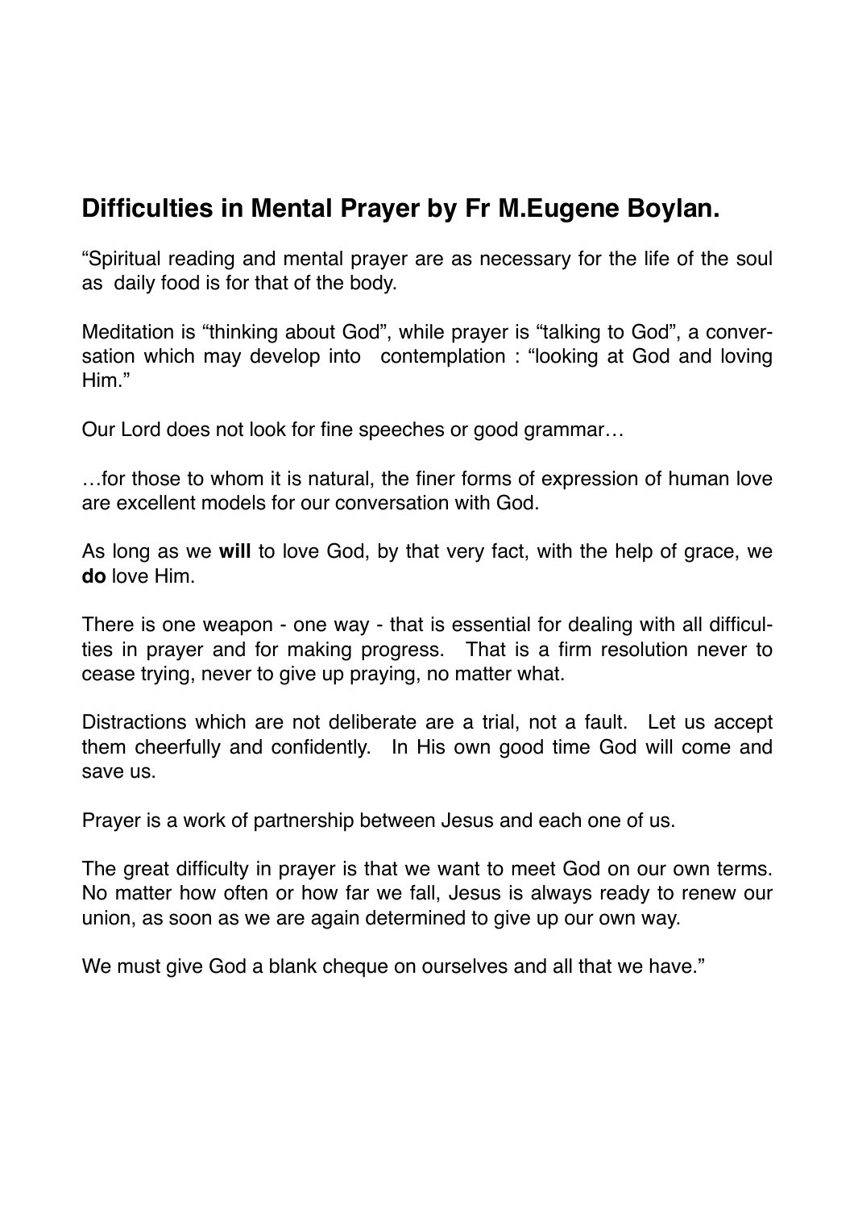## Difficulties in Mental Prayer by Fr M.Eugene Boylan.

"Spiritual reading and mental prayer are as necessary for the life of the soul as daily food is for that of the body.

Meditation is "thinking about God", while prayer is "talking to God", a conversation which may develop into contemplation : "looking at God and loving Him."

Our Lord does not look for fine speeches or good grammar…

…for those to whom it is natural, the finer forms of expression of human love are excellent models for our conversation with God.

As long as we **will** to love God, by that very fact, with the help of grace, we **do** love Him.

There is one weapon - one way - that is essential for dealing with all difficulties in prayer and for making progress. That is a firm resolution never to cease trying, never to give up praying, no matter what.

Distractions which are not deliberate are a trial, not a fault. Let us accept them cheerfully and confidently. In His own good time God will come and save us.

Prayer is a work of partnership between Jesus and each one of us.

The great difficulty in prayer is that we want to meet God on our own terms. No matter how often or how far we fall, Jesus is always ready to renew our union, as soon as we are again determined to give up our own way.

We must give God a blank cheque on ourselves and all that we have."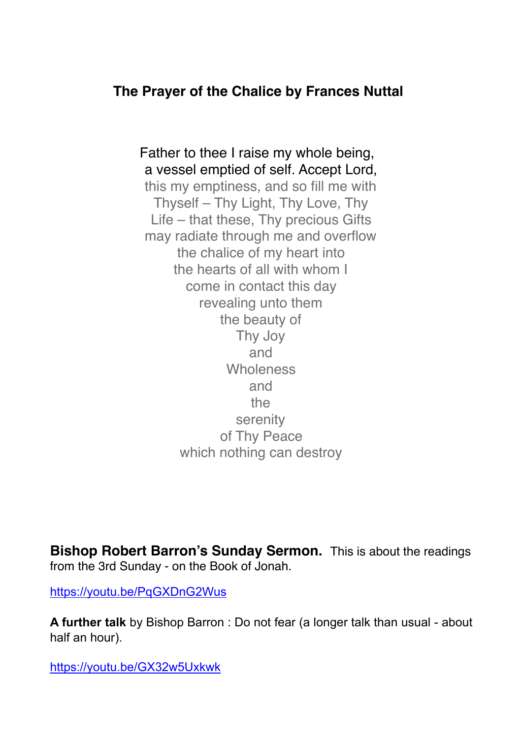**The Prayer of the Chalice by Frances Nuttal**

Father to thee I raise my whole being,  
a vessel emptied of self. Accept Lord,  
this my emptiness, and so fill me with  
Thyself – Thy Light, Thy Love, Thy  
Life – that these, Thy precious Gifts  
may radiate through me and overflow  
the chalice of my heart into  
the hearts of all with whom I  
come in contact this day  
revealing unto them  
the beauty of  
Thy Joy  
and  
Wholeness  
and  
the  
serenity  
of Thy Peace  
which nothing can destroy

**Bishop Robert Barron's Sunday Sermon.** This is about the readings from the 3rd Sunday - on the Book of Jonah.

https://youtu.be/PqGXDnG2Wus

**A further talk** by Bishop Barron : Do not fear (a longer talk than usual - about half an hour).

https://youtu.be/GX32w5Uxkwk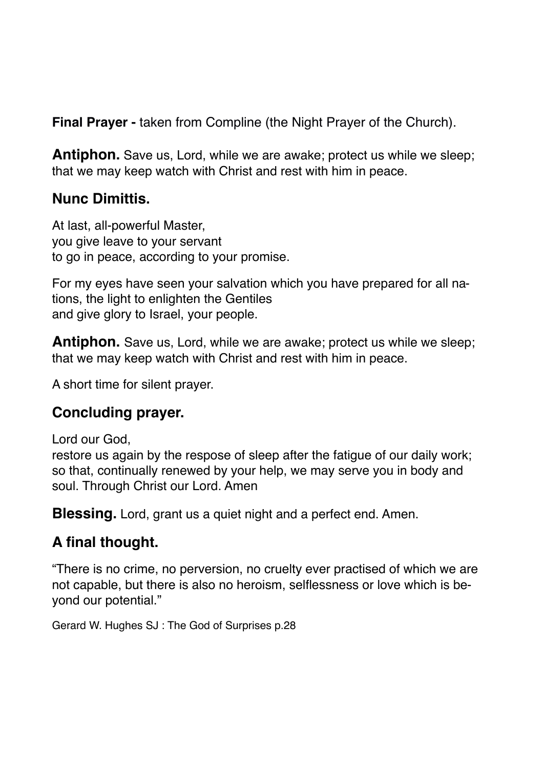**Final Prayer -** taken from Compline (the Night Prayer of the Church).

**Antiphon.** Save us, Lord, while we are awake; protect us while we sleep; that we may keep watch with Christ and rest with him in peace.

## Nunc Dimittis.

At last, all-powerful Master,
you give leave to your servant
to go in peace, according to your promise.

For my eyes have seen your salvation which you have prepared for all nations, the light to enlighten the Gentiles
and give glory to Israel, your people.

**Antiphon.** Save us, Lord, while we are awake; protect us while we sleep; that we may keep watch with Christ and rest with him in peace.

A short time for silent prayer.

## Concluding prayer.

Lord our God,
restore us again by the respose of sleep after the fatigue of our daily work; so that, continually renewed by your help, we may serve you in body and soul. Through Christ our Lord. Amen

**Blessing.** Lord, grant us a quiet night and a perfect end. Amen.

## A final thought.

“There is no crime, no perversion, no cruelty ever practised of which we are not capable, but there is also no heroism, selflessness or love which is beyond our potential.”

Gerard W. Hughes SJ : The God of Surprises p.28